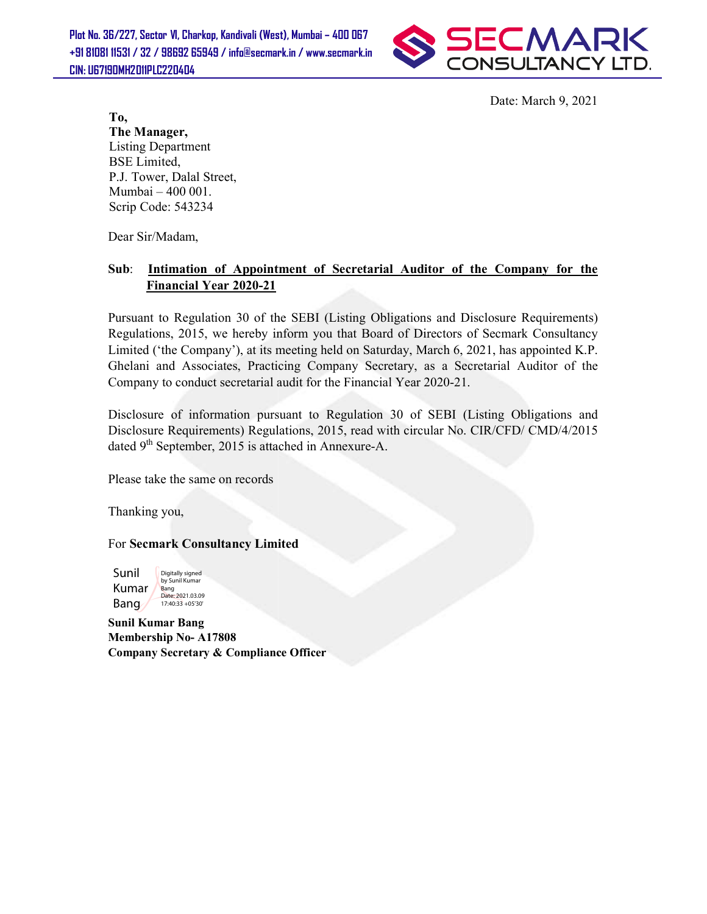Plot No. 36/227, Sector VI, Charkop, Kandivali (West), Mumbai – 400 067
+91 81081 11531 / 32 / 98692 65949 / info@secmark.in / www.secmark.in
CIN: U67190MH2011PLC220404

SECMARK CONSULTANCY LTD.

Date: March 9, 2021

**To,**
**The Manager,**
Listing Department
BSE Limited,
P.J. Tower, Dalal Street,
Mumbai – 400 001.
Scrip Code: 543234

Dear Sir/Madam,

**Sub**: **Intimation of Appointment of Secretarial Auditor of the Company for the Financial Year 2020-21**

Pursuant to Regulation 30 of the SEBI (Listing Obligations and Disclosure Requirements) Regulations, 2015, we hereby inform you that Board of Directors of Secmark Consultancy Limited ('the Company'), at its meeting held on Saturday, March 6, 2021, has appointed K.P. Ghelani and Associates, Practicing Company Secretary, as a Secretarial Auditor of the Company to conduct secretarial audit for the Financial Year 2020-21.

Disclosure of information pursuant to Regulation 30 of SEBI (Listing Obligations and Disclosure Requirements) Regulations, 2015, read with circular No. CIR/CFD/ CMD/4/2015 dated 9th September, 2015 is attached in Annexure-A.

Please take the same on records

Thanking you,

For **Secmark Consultancy Limited**

Sunil Kumar Bang
Digitally signed by Sunil Kumar Bang
Date: 2021.03.09 17:40:33 +05'30'

**Sunil Kumar Bang**
**Membership No- A17808**
**Company Secretary & Compliance Officer**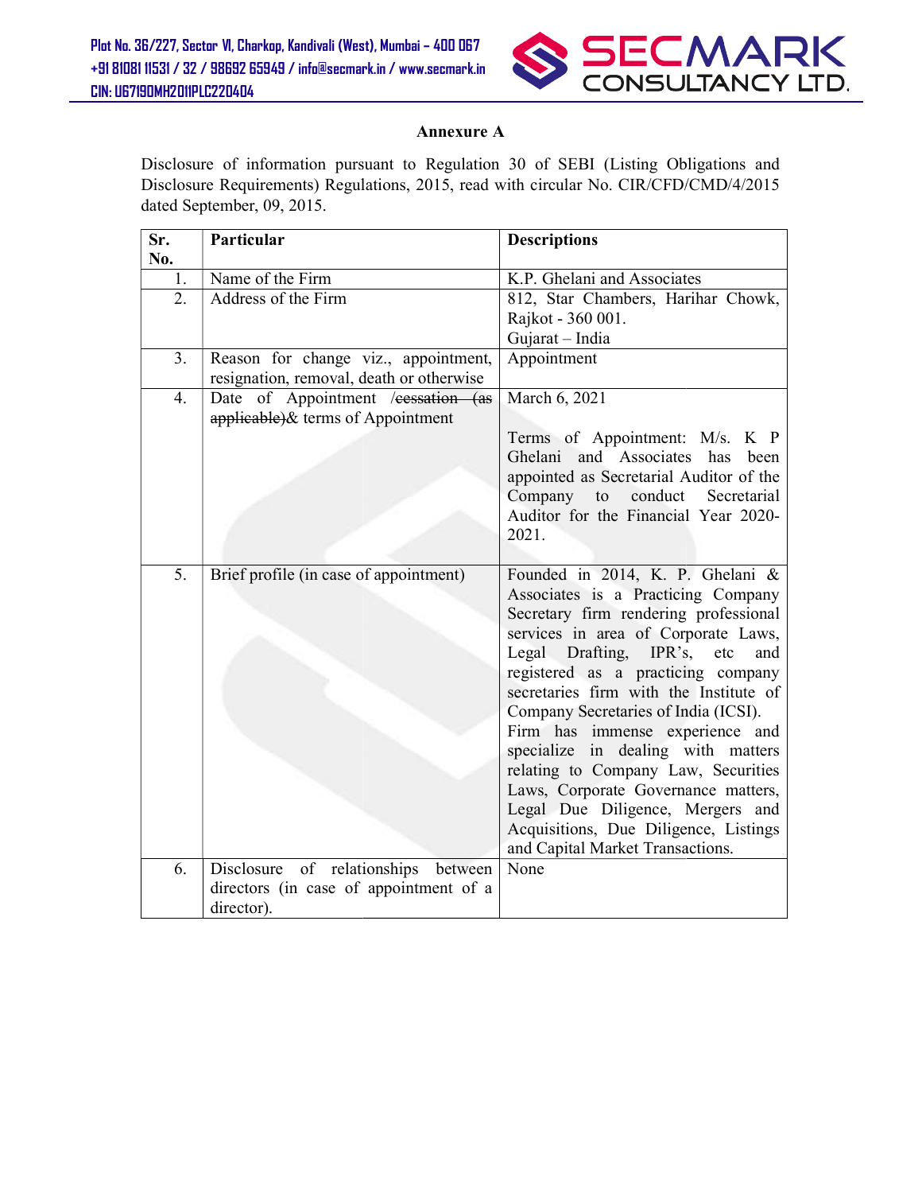## Annexure A

Disclosure of information pursuant to Regulation 30 of SEBI (Listing Obligations and Disclosure Requirements) Regulations, 2015, read with circular No. CIR/CFD/CMD/4/2015 dated September, 09, 2015.

| Sr. No. | Particular | Descriptions |
|---|---|---|
| 1. | Name of the Firm | K.P. Ghelani and Associates |
| 2. | Address of the Firm | 812, Star Chambers, Harihar Chowk, Rajkot - 360 001. Gujarat – India |
| 3. | Reason for change viz., appointment, resignation, removal, death or otherwise | Appointment |
| 4. | Date of Appointment /~~cessation (as applicable)~~& terms of Appointment | March 6, 2021<br><br>Terms of Appointment: M/s. K P Ghelani and Associates has been appointed as Secretarial Auditor of the Company to conduct Secretarial Auditor for the Financial Year 2020-2021. |
| 5. | Brief profile (in case of appointment) | Founded in 2014, K. P. Ghelani & Associates is a Practicing Company Secretary firm rendering professional services in area of Corporate Laws, Legal Drafting, IPR's, etc and registered as a practicing company secretaries firm with the Institute of Company Secretaries of India (ICSI). Firm has immense experience and specialize in dealing with matters relating to Company Law, Securities Laws, Corporate Governance matters, Legal Due Diligence, Mergers and Acquisitions, Due Diligence, Listings and Capital Market Transactions. |
| 6. | Disclosure of relationships between directors (in case of appointment of a director). | None |